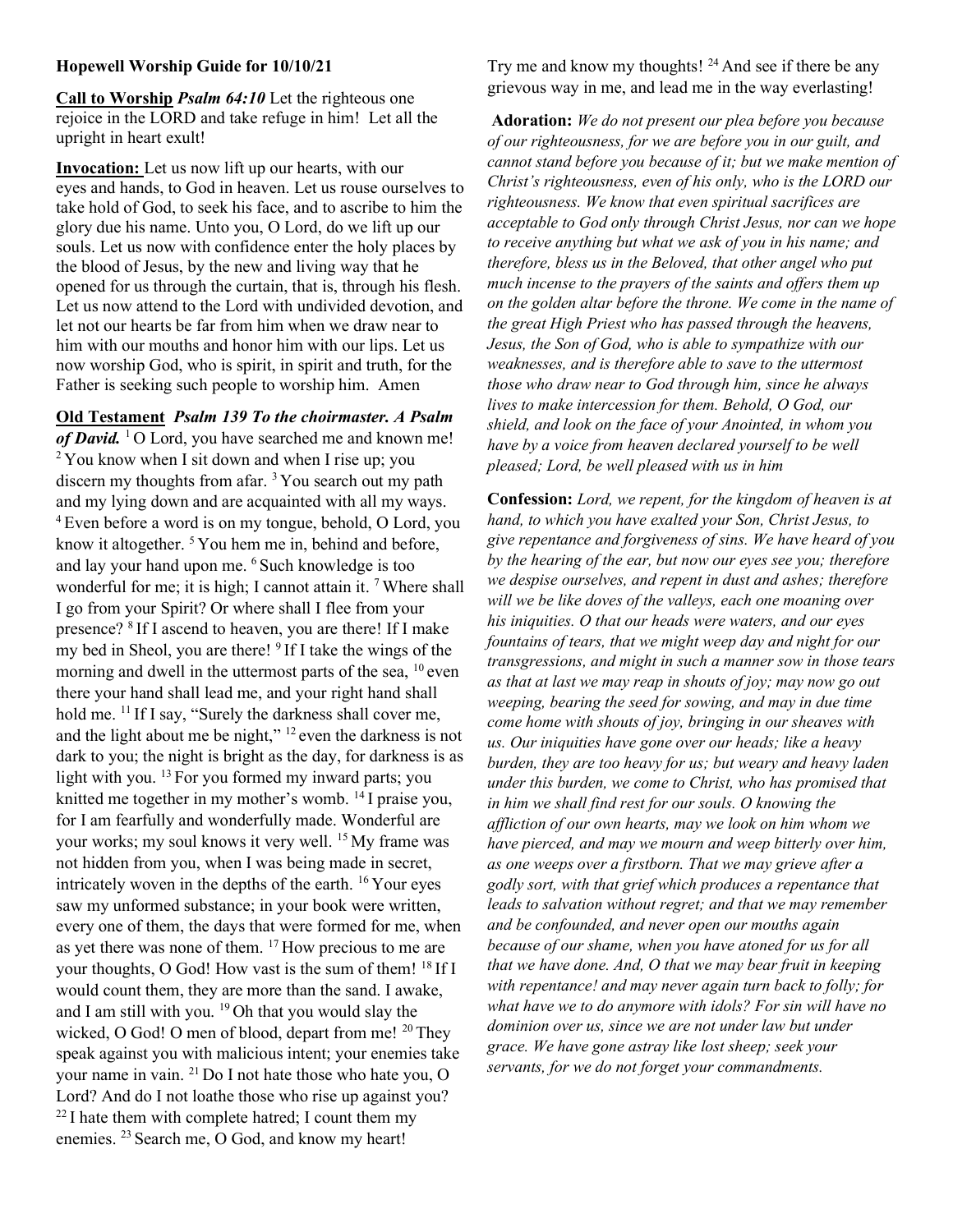**Hopewell Worship Guide for 10/10/21**

**Call to Worship** ***Psalm 64:10*** Let the righteous one rejoice in the LORD and take refuge in him! Let all the upright in heart exult!

**Invocation:** Let us now lift up our hearts, with our eyes and hands, to God in heaven. Let us rouse ourselves to take hold of God, to seek his face, and to ascribe to him the glory due his name. Unto you, O Lord, do we lift up our souls. Let us now with confidence enter the holy places by the blood of Jesus, by the new and living way that he opened for us through the curtain, that is, through his flesh. Let us now attend to the Lord with undivided devotion, and let not our hearts be far from him when we draw near to him with our mouths and honor him with our lips. Let us now worship God, who is spirit, in spirit and truth, for the Father is seeking such people to worship him. Amen

**Old Testament** ***Psalm 139 To the choirmaster. A Psalm of David.*** [1] O Lord, you have searched me and known me! [2] You know when I sit down and when I rise up; you discern my thoughts from afar. [3] You search out my path and my lying down and are acquainted with all my ways. [4] Even before a word is on my tongue, behold, O Lord, you know it altogether. [5] You hem me in, behind and before, and lay your hand upon me. [6] Such knowledge is too wonderful for me; it is high; I cannot attain it. [7] Where shall I go from your Spirit? Or where shall I flee from your presence? [8] If I ascend to heaven, you are there! If I make my bed in Sheol, you are there! [9] If I take the wings of the morning and dwell in the uttermost parts of the sea, [10] even there your hand shall lead me, and your right hand shall hold me. [11] If I say, "Surely the darkness shall cover me, and the light about me be night," [12] even the darkness is not dark to you; the night is bright as the day, for darkness is as light with you. [13] For you formed my inward parts; you knitted me together in my mother's womb. [14] I praise you, for I am fearfully and wonderfully made. Wonderful are your works; my soul knows it very well. [15] My frame was not hidden from you, when I was being made in secret, intricately woven in the depths of the earth. [16] Your eyes saw my unformed substance; in your book were written, every one of them, the days that were formed for me, when as yet there was none of them. [17] How precious to me are your thoughts, O God! How vast is the sum of them! [18] If I would count them, they are more than the sand. I awake, and I am still with you. [19] Oh that you would slay the wicked, O God! O men of blood, depart from me! [20] They speak against you with malicious intent; your enemies take your name in vain. [21] Do I not hate those who hate you, O Lord? And do I not loathe those who rise up against you? [22] I hate them with complete hatred; I count them my enemies. [23] Search me, O God, and know my heart! Try me and know my thoughts! [24] And see if there be any grievous way in me, and lead me in the way everlasting!

**Adoration:** *We do not present our plea before you because of our righteousness, for we are before you in our guilt, and cannot stand before you because of it; but we make mention of Christ's righteousness, even of his only, who is the LORD our righteousness. We know that even spiritual sacrifices are acceptable to God only through Christ Jesus, nor can we hope to receive anything but what we ask of you in his name; and therefore, bless us in the Beloved, that other angel who put much incense to the prayers of the saints and offers them up on the golden altar before the throne. We come in the name of the great High Priest who has passed through the heavens, Jesus, the Son of God, who is able to sympathize with our weaknesses, and is therefore able to save to the uttermost those who draw near to God through him, since he always lives to make intercession for them. Behold, O God, our shield, and look on the face of your Anointed, in whom you have by a voice from heaven declared yourself to be well pleased; Lord, be well pleased with us in him*

**Confession:** *Lord, we repent, for the kingdom of heaven is at hand, to which you have exalted your Son, Christ Jesus, to give repentance and forgiveness of sins. We have heard of you by the hearing of the ear, but now our eyes see you; therefore we despise ourselves, and repent in dust and ashes; therefore will we be like doves of the valleys, each one moaning over his iniquities. O that our heads were waters, and our eyes fountains of tears, that we might weep day and night for our transgressions, and might in such a manner sow in those tears as that at last we may reap in shouts of joy; may now go out weeping, bearing the seed for sowing, and may in due time come home with shouts of joy, bringing in our sheaves with us. Our iniquities have gone over our heads; like a heavy burden, they are too heavy for us; but weary and heavy laden under this burden, we come to Christ, who has promised that in him we shall find rest for our souls. O knowing the affliction of our own hearts, may we look on him whom we have pierced, and may we mourn and weep bitterly over him, as one weeps over a firstborn. That we may grieve after a godly sort, with that grief which produces a repentance that leads to salvation without regret; and that we may remember and be confounded, and never open our mouths again because of our shame, when you have atoned for us for all that we have done. And, O that we may bear fruit in keeping with repentance! and may never again turn back to folly; for what have we to do anymore with idols? For sin will have no dominion over us, since we are not under law but under grace. We have gone astray like lost sheep; seek your servants, for we do not forget your commandments.*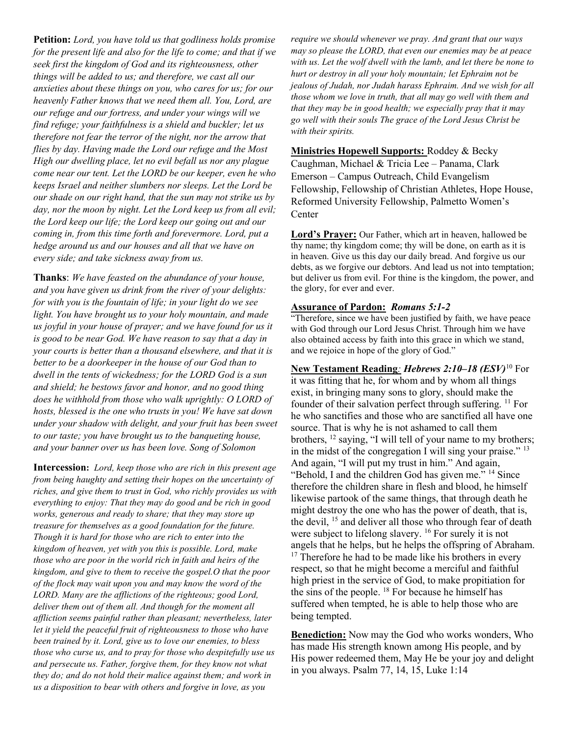**Petition:** *Lord, you have told us that godliness holds promise for the present life and also for the life to come; and that if we seek first the kingdom of God and its righteousness, other things will be added to us; and therefore, we cast all our anxieties about these things on you, who cares for us; for our heavenly Father knows that we need them all. You, Lord, are our refuge and our fortress, and under your wings will we find refuge; your faithfulness is a shield and buckler; let us therefore not fear the terror of the night, nor the arrow that flies by day. Having made the Lord our refuge and the Most High our dwelling place, let no evil befall us nor any plague come near our tent. Let the LORD be our keeper, even he who keeps Israel and neither slumbers nor sleeps. Let the Lord be our shade on our right hand, that the sun may not strike us by day, nor the moon by night. Let the Lord keep us from all evil; the Lord keep our life; the Lord keep our going out and our coming in, from this time forth and forevermore. Lord, put a hedge around us and our houses and all that we have on every side; and take sickness away from us.*

**Thanks**: *We have feasted on the abundance of your house, and you have given us drink from the river of your delights: for with you is the fountain of life; in your light do we see light. You have brought us to your holy mountain, and made us joyful in your house of prayer; and we have found for us it is good to be near God. We have reason to say that a day in your courts is better than a thousand elsewhere, and that it is better to be a doorkeeper in the house of our God than to dwell in the tents of wickedness; for the LORD God is a sun and shield; he bestows favor and honor, and no good thing does he withhold from those who walk uprightly: O LORD of hosts, blessed is the one who trusts in you! We have sat down under your shadow with delight, and your fruit has been sweet to our taste; you have brought us to the banqueting house, and your banner over us has been love. Song of Solomon*

**Intercession:** *Lord, keep those who are rich in this present age from being haughty and setting their hopes on the uncertainty of riches, and give them to trust in God, who richly provides us with everything to enjoy: That they may do good and be rich in good works, generous and ready to share; that they may store up treasure for themselves as a good foundation for the future. Though it is hard for those who are rich to enter into the kingdom of heaven, yet with you this is possible. Lord, make those who are poor in the world rich in faith and heirs of the kingdom, and give to them to receive the gospel.O that the poor of the flock may wait upon you and may know the word of the LORD. Many are the afflictions of the righteous; good Lord, deliver them out of them all. And though for the moment all affliction seems painful rather than pleasant; nevertheless, later let it yield the peaceful fruit of righteousness to those who have been trained by it. Lord, give us to love our enemies, to bless those who curse us, and to pray for those who despitefully use us and persecute us. Father, forgive them, for they know not what they do; and do not hold their malice against them; and work in us a disposition to bear with others and forgive in love, as you require we should whenever we pray. And grant that our ways may so please the LORD, that even our enemies may be at peace with us. Let the wolf dwell with the lamb, and let there be none to hurt or destroy in all your holy mountain; let Ephraim not be jealous of Judah, nor Judah harass Ephraim. And we wish for all those whom we love in truth, that all may go well with them and that they may be in good health; we especially pray that it may go well with their souls The grace of the Lord Jesus Christ be with their spirits.*

**Ministries Hopewell Supports:** Roddey & Becky Caughman, Michael & Tricia Lee – Panama, Clark Emerson – Campus Outreach, Child Evangelism Fellowship, Fellowship of Christian Athletes, Hope House, Reformed University Fellowship, Palmetto Women's Center

**Lord's Prayer:** Our Father, which art in heaven, hallowed be thy name; thy kingdom come; thy will be done, on earth as it is in heaven. Give us this day our daily bread. And forgive us our debts, as we forgive our debtors. And lead us not into temptation; but deliver us from evil. For thine is the kingdom, the power, and the glory, for ever and ever.

**Assurance of Pardon:** ***Romans 5:1-2***
"Therefore, since we have been justified by faith, we have peace with God through our Lord Jesus Christ. Through him we have also obtained access by faith into this grace in which we stand, and we rejoice in hope of the glory of God."

**New Testament Reading*: Hebrews 2:10–18 (ESV)*** [10] For it was fitting that he, for whom and by whom all things exist, in bringing many sons to glory, should make the founder of their salvation perfect through suffering. [11] For he who sanctifies and those who are sanctified all have one source. That is why he is not ashamed to call them brothers, [12] saying, "I will tell of your name to my brothers; in the midst of the congregation I will sing your praise." [13] And again, "I will put my trust in him." And again, "Behold, I and the children God has given me." [14] Since therefore the children share in flesh and blood, he himself likewise partook of the same things, that through death he might destroy the one who has the power of death, that is, the devil, [15] and deliver all those who through fear of death were subject to lifelong slavery. [16] For surely it is not angels that he helps, but he helps the offspring of Abraham. [17] Therefore he had to be made like his brothers in every respect, so that he might become a merciful and faithful high priest in the service of God, to make propitiation for the sins of the people. [18] For because he himself has suffered when tempted, he is able to help those who are being tempted.

**Benediction:** Now may the God who works wonders, Who has made His strength known among His people, and by His power redeemed them, May He be your joy and delight in you always. Psalm 77, 14, 15, Luke 1:14